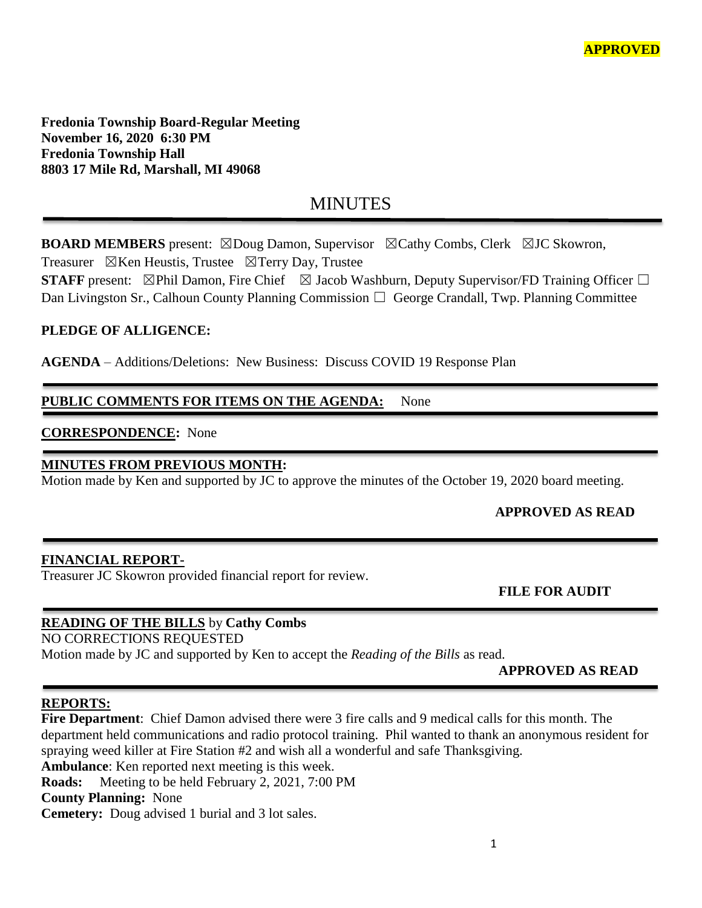**APPROVED**

**Fredonia Township Board-Regular Meeting**
**November 16, 2020 6:30 PM**
**Fredonia Township Hall**
**8803 17 Mile Rd, Marshall, MI 49068**

# MINUTES

**BOARD MEMBERS** present: ☒Doug Damon, Supervisor ☒Cathy Combs, Clerk ☒JC Skowron, Treasurer ☒Ken Heustis, Trustee ☒Terry Day, Trustee

**STAFF** present: ☒Phil Damon, Fire Chief ☒ Jacob Washburn, Deputy Supervisor/FD Training Officer ☐ Dan Livingston Sr., Calhoun County Planning Commission ☐ George Crandall, Twp. Planning Committee

**PLEDGE OF ALLIGENCE:**

**AGENDA** – Additions/Deletions: New Business: Discuss COVID 19 Response Plan

**PUBLIC COMMENTS FOR ITEMS ON THE AGENDA:** None

**CORRESPONDENCE:** None

**MINUTES FROM PREVIOUS MONTH:**
Motion made by Ken and supported by JC to approve the minutes of the October 19, 2020 board meeting.

**APPROVED AS READ**

**FINANCIAL REPORT-**
Treasurer JC Skowron provided financial report for review.

**FILE FOR AUDIT**

**READING OF THE BILLS** by **Cathy Combs**
NO CORRECTIONS REQUESTED
Motion made by JC and supported by Ken to accept the *Reading of the Bills* as read.

**APPROVED AS READ**

**REPORTS:**
**Fire Department**: Chief Damon advised there were 3 fire calls and 9 medical calls for this month. The department held communications and radio protocol training. Phil wanted to thank an anonymous resident for spraying weed killer at Fire Station #2 and wish all a wonderful and safe Thanksgiving.
**Ambulance**: Ken reported next meeting is this week.
**Roads:** Meeting to be held February 2, 2021, 7:00 PM
**County Planning:** None
**Cemetery:** Doug advised 1 burial and 3 lot sales.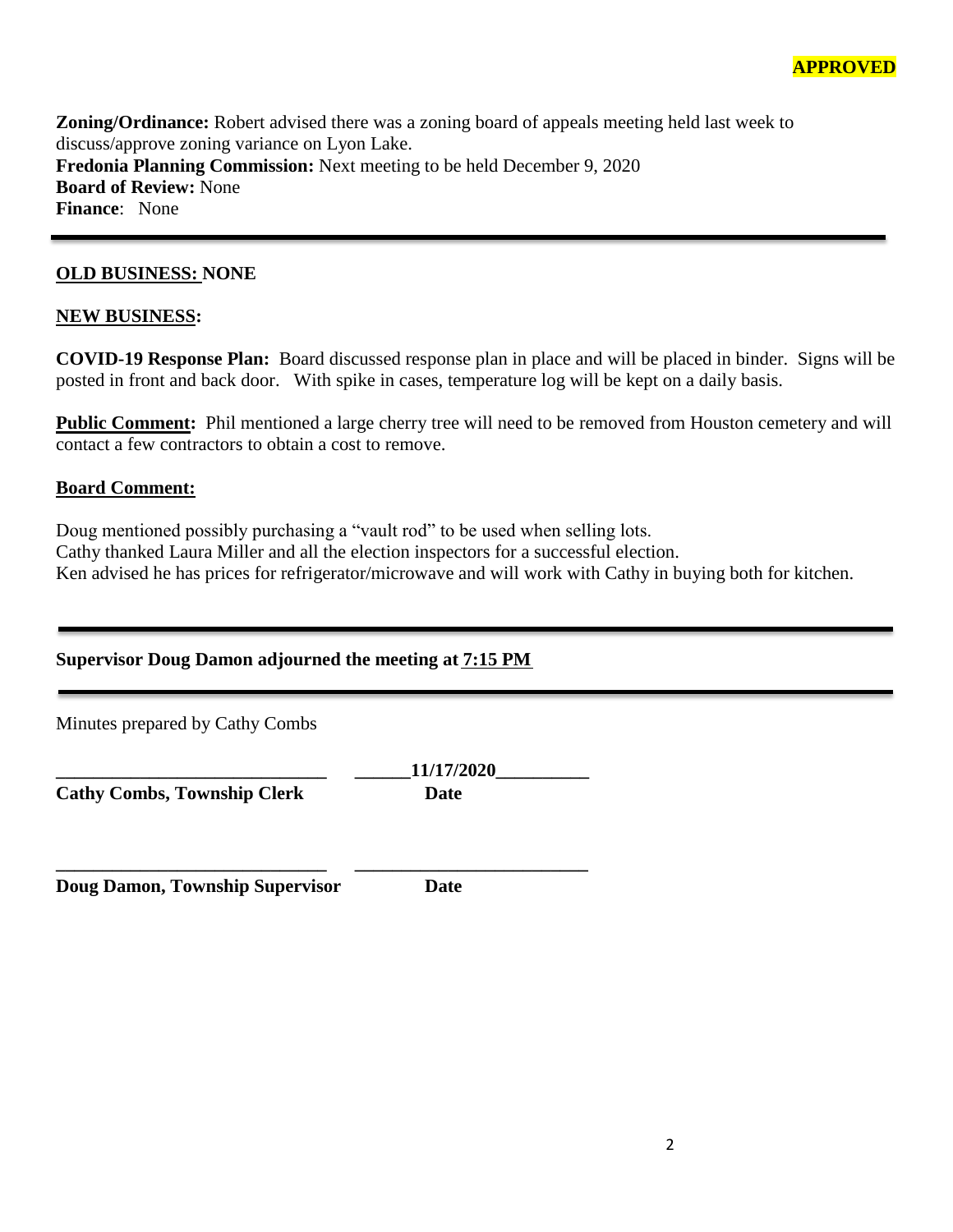**APPROVED**

**Zoning/Ordinance:** Robert advised there was a zoning board of appeals meeting held last week to discuss/approve zoning variance on Lyon Lake.
**Fredonia Planning Commission:** Next meeting to be held December 9, 2020
**Board of Review:** None
**Finance**: None

---

**OLD BUSINESS: NONE**

**NEW BUSINESS:**

**COVID-19 Response Plan:** Board discussed response plan in place and will be placed in binder. Signs will be posted in front and back door. With spike in cases, temperature log will be kept on a daily basis.

**Public Comment:** Phil mentioned a large cherry tree will need to be removed from Houston cemetery and will contact a few contractors to obtain a cost to remove.

**Board Comment:**

Doug mentioned possibly purchasing a "vault rod" to be used when selling lots.
Cathy thanked Laura Miller and all the election inspectors for a successful election.
Ken advised he has prices for refrigerator/microwave and will work with Cathy in buying both for kitchen.

---

**Supervisor Doug Damon adjourned the meeting at 7:15 PM**

---

Minutes prepared by Cathy Combs

_____________________________ ______**11/17/2020**__________
**Cathy Combs, Township Clerk** **Date**

_____________________________ _________________________
**Doug Damon, Township Supervisor** **Date**